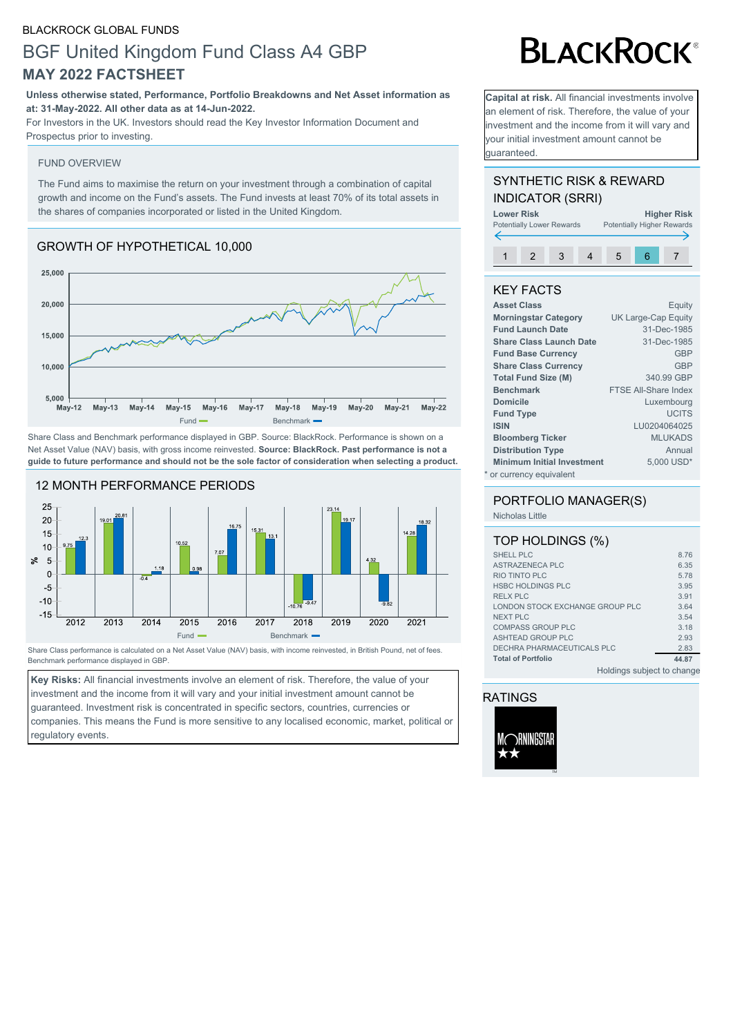BLACKROCK GLOBAL FUNDS

# BGF United Kingdom Fund Class A4 GBP

## MAY 2022 FACTSHEET

BLACKROCK®

**Unless otherwise stated, Performance, Portfolio Breakdowns and Net Asset information as at: 31-May-2022. All other data as at 14-Jun-2022.**

For Investors in the UK. Investors should read the Key Investor Information Document and Prospectus prior to investing.

**Capital at risk.** All financial investments involve an element of risk. Therefore, the value of your investment and the income from it will vary and your initial investment amount cannot be guaranteed.

### FUND OVERVIEW

The Fund aims to maximise the return on your investment through a combination of capital growth and income on the Fund's assets. The Fund invests at least 70% of its total assets in the shares of companies incorporated or listed in the United Kingdom.

### GROWTH OF HYPOTHETICAL 10,000

Fund — Benchmark —

Share Class and Benchmark performance displayed in GBP. Source: BlackRock. Performance is shown on a Net Asset Value (NAV) basis, with gross income reinvested. **Source: BlackRock. Past performance is not a guide to future performance and should not be the sole factor of consideration when selecting a product.**

### 12 MONTH PERFORMANCE PERIODS

| | 2012 | 2013 | 2014 | 2015 | 2016 | 2017 | 2018 | 2019 | 2020 | 2021 |
|---|---|---|---|---|---|---|---|---|---|---|
| Fund (%) | 9.75 | 19.01 | -0.4 | 10.52 | 7.07 | 15.31 | -10.76 | 23.14 | 4.32 | 14.28 |
| Benchmark (%) | 12.3 | 20.81 | 1.18 | 0.98 | 16.75 | 13.1 | -9.47 | 19.17 | -9.82 | 18.32 |

Share Class performance is calculated on a Net Asset Value (NAV) basis, with income reinvested, in British Pound, net of fees. Benchmark performance displayed in GBP.

**Key Risks:** All financial investments involve an element of risk. Therefore, the value of your investment and the income from it will vary and your initial investment amount cannot be guaranteed. Investment risk is concentrated in specific sectors, countries, currencies or companies. This means the Fund is more sensitive to any localised economic, market, political or regulatory events.

### SYNTHETIC RISK & REWARD INDICATOR (SRRI)

**Lower Risk** — Potentially Lower Rewards | **Higher Risk** — Potentially Higher Rewards

1 | 2 | 3 | 4 | 5 | **6** | 7

### KEY FACTS

| | |
|---|---|
| **Asset Class** | Equity |
| **Morningstar Category** | UK Large-Cap Equity |
| **Fund Launch Date** | 31-Dec-1985 |
| **Share Class Launch Date** | 31-Dec-1985 |
| **Fund Base Currency** | GBP |
| **Share Class Currency** | GBP |
| **Total Fund Size (M)** | 340.99 GBP |
| **Benchmark** | FTSE All-Share Index |
| **Domicile** | Luxembourg |
| **Fund Type** | UCITS |
| **ISIN** | LU0204064025 |
| **Bloomberg Ticker** | MLUKADS |
| **Distribution Type** | Annual |
| **Minimum Initial Investment** | 5,000 USD* |

\* or currency equivalent

### PORTFOLIO MANAGER(S)

Nicholas Little

### TOP HOLDINGS (%)

| | |
|---|---|
| SHELL PLC | 8.76 |
| ASTRAZENECA PLC | 6.35 |
| RIO TINTO PLC | 5.78 |
| HSBC HOLDINGS PLC | 3.95 |
| RELX PLC | 3.91 |
| LONDON STOCK EXCHANGE GROUP PLC | 3.64 |
| NEXT PLC | 3.54 |
| COMPASS GROUP PLC | 3.18 |
| ASHTEAD GROUP PLC | 2.93 |
| DECHRA PHARMACEUTICALS PLC | 2.83 |
| **Total of Portfolio** | **44.87** |

Holdings subject to change

### RATINGS

MORNINGSTAR ★★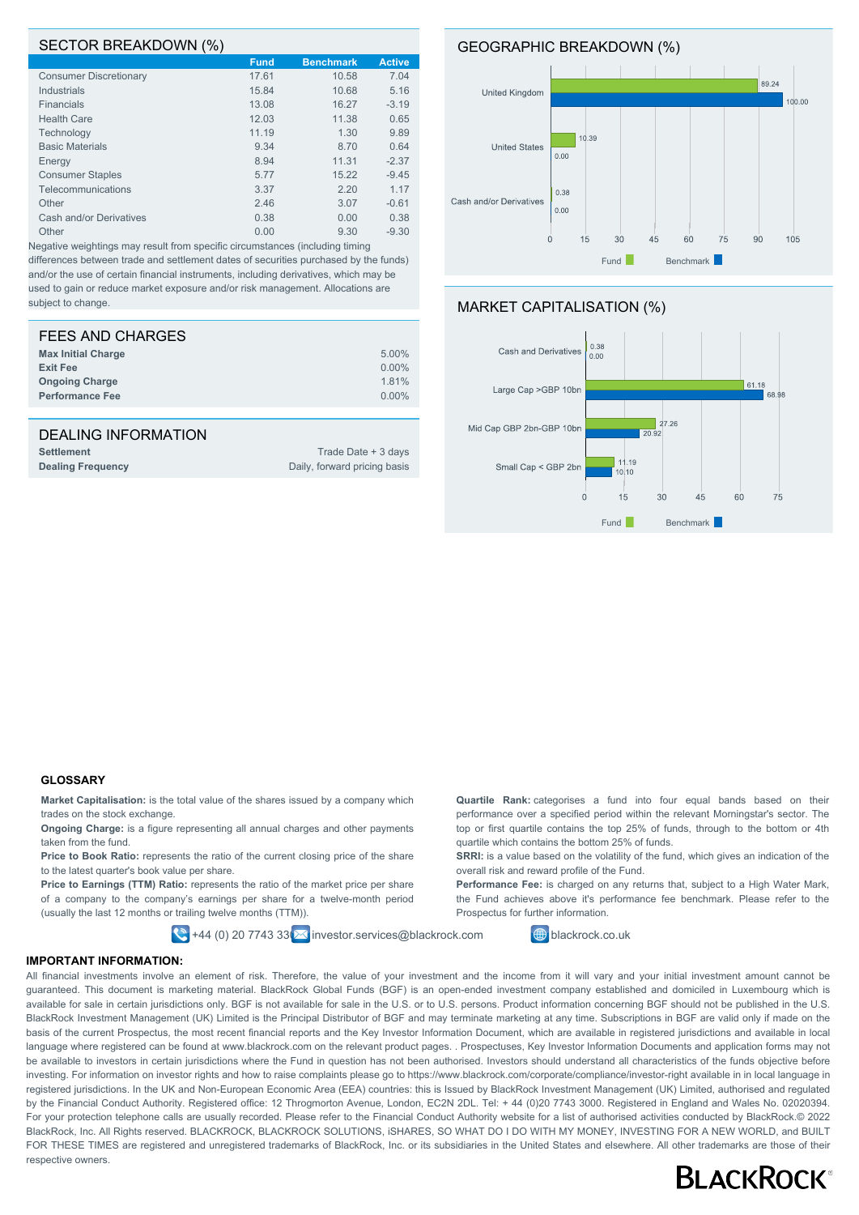## SECTOR BREAKDOWN (%)

| | Fund | Benchmark | Active |
|---|---|---|---|
| Consumer Discretionary | 17.61 | 10.58 | 7.04 |
| Industrials | 15.84 | 10.68 | 5.16 |
| Financials | 13.08 | 16.27 | -3.19 |
| Health Care | 12.03 | 11.38 | 0.65 |
| Technology | 11.19 | 1.30 | 9.89 |
| Basic Materials | 9.34 | 8.70 | 0.64 |
| Energy | 8.94 | 11.31 | -2.37 |
| Consumer Staples | 5.77 | 15.22 | -9.45 |
| Telecommunications | 3.37 | 2.20 | 1.17 |
| Other | 2.46 | 3.07 | -0.61 |
| Cash and/or Derivatives | 0.38 | 0.00 | 0.38 |
| Other | 0.00 | 9.30 | -9.30 |

Negative weightings may result from specific circumstances (including timing differences between trade and settlement dates of securities purchased by the funds) and/or the use of certain financial instruments, including derivatives, which may be used to gain or reduce market exposure and/or risk management. Allocations are subject to change.

## GEOGRAPHIC BREAKDOWN (%)

| | Fund | Benchmark |
|---|---|---|
| United Kingdom | 89.24 | 100.00 |
| United States | 10.39 | 0.00 |
| Cash and/or Derivatives | 0.38 | 0.00 |

## FEES AND CHARGES

| | |
|---|---|
| **Max Initial Charge** | 5.00% |
| **Exit Fee** | 0.00% |
| **Ongoing Charge** | 1.81% |
| **Performance Fee** | 0.00% |

## MARKET CAPITALISATION (%)

| | Fund | Benchmark |
|---|---|---|
| Cash and Derivatives | 0.38 | 0.00 |
| Large Cap >GBP 10bn | 61.18 | 68.98 |
| Mid Cap GBP 2bn-GBP 10bn | 27.26 | 20.92 |
| Small Cap < GBP 2bn | 11.19 | 10.10 |

## DEALING INFORMATION

| | |
|---|---|
| **Settlement** | Trade Date + 3 days |
| **Dealing Frequency** | Daily, forward pricing basis |

### GLOSSARY

**Market Capitalisation:** is the total value of the shares issued by a company which trades on the stock exchange.

**Ongoing Charge:** is a figure representing all annual charges and other payments taken from the fund.

**Price to Book Ratio:** represents the ratio of the current closing price of the share to the latest quarter's book value per share.

**Price to Earnings (TTM) Ratio:** represents the ratio of the market price per share of a company to the company's earnings per share for a twelve-month period (usually the last 12 months or trailing twelve months (TTM)).

**Quartile Rank:** categorises a fund into four equal bands based on their performance over a specified period within the relevant Morningstar's sector. The top or first quartile contains the top 25% of funds, through to the bottom or 4th quartile which contains the bottom 25% of funds.

**SRRI:** is a value based on the volatility of the fund, which gives an indication of the overall risk and reward profile of the Fund.

**Performance Fee:** is charged on any returns that, subject to a High Water Mark, the Fund achieves above it's performance fee benchmark. Please refer to the Prospectus for further information.

+44 (0) 20 7743 33 investor.services@blackrock.com blackrock.co.uk

**IMPORTANT INFORMATION:**

All financial investments involve an element of risk. Therefore, the value of your investment and the income from it will vary and your initial investment amount cannot be guaranteed. This document is marketing material. BlackRock Global Funds (BGF) is an open-ended investment company established and domiciled in Luxembourg which is available for sale in certain jurisdictions only. BGF is not available for sale in the U.S. or to U.S. persons. Product information concerning BGF should not be published in the U.S. BlackRock Investment Management (UK) Limited is the Principal Distributor of BGF and may terminate marketing at any time. Subscriptions in BGF are valid only if made on the basis of the current Prospectus, the most recent financial reports and the Key Investor Information Document, which are available in registered jurisdictions and available in local language where registered can be found at www.blackrock.com on the relevant product pages. . Prospectuses, Key Investor Information Documents and application forms may not be available to investors in certain jurisdictions where the Fund in question has not been authorised. Investors should understand all characteristics of the funds objective before investing. For information on investor rights and how to raise complaints please go to https://www.blackrock.com/corporate/compliance/investor-right available in in local language in registered jurisdictions. In the UK and Non-European Economic Area (EEA) countries: this is Issued by BlackRock Investment Management (UK) Limited, authorised and regulated by the Financial Conduct Authority. Registered office: 12 Throgmorton Avenue, London, EC2N 2DL. Tel: + 44 (0)20 7743 3000. Registered in England and Wales No. 02020394. For your protection telephone calls are usually recorded. Please refer to the Financial Conduct Authority website for a list of authorised activities conducted by BlackRock.© 2022 BlackRock, Inc. All Rights reserved. BLACKROCK, BLACKROCK SOLUTIONS, iSHARES, SO WHAT DO I DO WITH MY MONEY, INVESTING FOR A NEW WORLD, and BUILT FOR THESE TIMES are registered and unregistered trademarks of BlackRock, Inc. or its subsidiaries in the United States and elsewhere. All other trademarks are those of their respective owners.

BLACKROCK®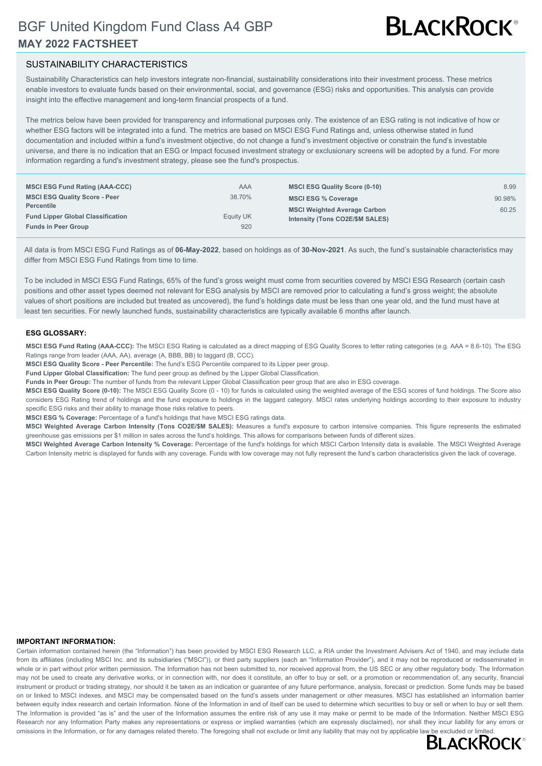# BGF United Kingdom Fund Class A4 GBP

## MAY 2022 FACTSHEET

## SUSTAINABILITY CHARACTERISTICS

Sustainability Characteristics can help investors integrate non-financial, sustainability considerations into their investment process. These metrics enable investors to evaluate funds based on their environmental, social, and governance (ESG) risks and opportunities. This analysis can provide insight into the effective management and long-term financial prospects of a fund.

The metrics below have been provided for transparency and informational purposes only. The existence of an ESG rating is not indicative of how or whether ESG factors will be integrated into a fund. The metrics are based on MSCI ESG Fund Ratings and, unless otherwise stated in fund documentation and included within a fund's investment objective, do not change a fund's investment objective or constrain the fund's investable universe, and there is no indication that an ESG or Impact focused investment strategy or exclusionary screens will be adopted by a fund. For more information regarding a fund's investment strategy, please see the fund's prospectus.

| | | | |
|---|---|---|---|
| **MSCI ESG Fund Rating (AAA-CCC)** | AAA | **MSCI ESG Quality Score (0-10)** | 8.99 |
| **MSCI ESG Quality Score - Peer Percentile** | 38.70% | **MSCI ESG % Coverage** | 90.98% |
| **Fund Lipper Global Classification** | Equity UK | **MSCI Weighted Average Carbon Intensity (Tons CO2E/$M SALES)** | 60.25 |
| **Funds in Peer Group** | 920 | | |

All data is from MSCI ESG Fund Ratings as of **06-May-2022**, based on holdings as of **30-Nov-2021**. As such, the fund's sustainable characteristics may differ from MSCI ESG Fund Ratings from time to time.

To be included in MSCI ESG Fund Ratings, 65% of the fund's gross weight must come from securities covered by MSCI ESG Research (certain cash positions and other asset types deemed not relevant for ESG analysis by MSCI are removed prior to calculating a fund's gross weight; the absolute values of short positions are included but treated as uncovered), the fund's holdings date must be less than one year old, and the fund must have at least ten securities. For newly launched funds, sustainability characteristics are typically available 6 months after launch.

**ESG GLOSSARY:**

**MSCI ESG Fund Rating (AAA-CCC):** The MSCI ESG Rating is calculated as a direct mapping of ESG Quality Scores to letter rating categories (e.g. AAA = 8.6-10). The ESG Ratings range from leader (AAA, AA), average (A, BBB, BB) to laggard (B, CCC).

**MSCI ESG Quality Score - Peer Percentile:** The fund's ESG Percentile compared to its Lipper peer group.

**Fund Lipper Global Classification:** The fund peer group as defined by the Lipper Global Classification.

**Funds in Peer Group:** The number of funds from the relevant Lipper Global Classification peer group that are also in ESG coverage.

**MSCI ESG Quality Score (0-10):** The MSCI ESG Quality Score (0 - 10) for funds is calculated using the weighted average of the ESG scores of fund holdings. The Score also considers ESG Rating trend of holdings and the fund exposure to holdings in the laggard category. MSCI rates underlying holdings according to their exposure to industry specific ESG risks and their ability to manage those risks relative to peers.

**MSCI ESG % Coverage:** Percentage of a fund's holdings that have MSCI ESG ratings data.

**MSCI Weighted Average Carbon Intensity (Tons CO2E/$M SALES):** Measures a fund's exposure to carbon intensive companies. This figure represents the estimated greenhouse gas emissions per $1 million in sales across the fund's holdings. This allows for comparisons between funds of different sizes.

**MSCI Weighted Average Carbon Intensity % Coverage:** Percentage of the fund's holdings for which MSCI Carbon Intensity data is available. The MSCI Weighted Average Carbon Intensity metric is displayed for funds with any coverage. Funds with low coverage may not fully represent the fund's carbon characteristics given the lack of coverage.

**IMPORTANT INFORMATION:**

Certain information contained herein (the "Information") has been provided by MSCI ESG Research LLC, a RIA under the Investment Advisers Act of 1940, and may include data from its affiliates (including MSCI Inc. and its subsidiaries ("MSCI")), or third party suppliers (each an "Information Provider"), and it may not be reproduced or redisseminated in whole or in part without prior written permission. The Information has not been submitted to, nor received approval from, the US SEC or any other regulatory body. The Information may not be used to create any derivative works, or in connection with, nor does it constitute, an offer to buy or sell, or a promotion or recommendation of, any security, financial instrument or product or trading strategy, nor should it be taken as an indication or guarantee of any future performance, analysis, forecast or prediction. Some funds may be based on or linked to MSCI indexes, and MSCI may be compensated based on the fund's assets under management or other measures. MSCI has established an information barrier between equity index research and certain Information. None of the Information in and of itself can be used to determine which securities to buy or sell or when to buy or sell them. The Information is provided "as is" and the user of the Information assumes the entire risk of any use it may make or permit to be made of the Information. Neither MSCI ESG Research nor any Information Party makes any representations or express or implied warranties (which are expressly disclaimed), nor shall they incur liability for any errors or omissions in the Information, or for any damages related thereto. The foregoing shall not exclude or limit any liability that may not by applicable law be excluded or limited.